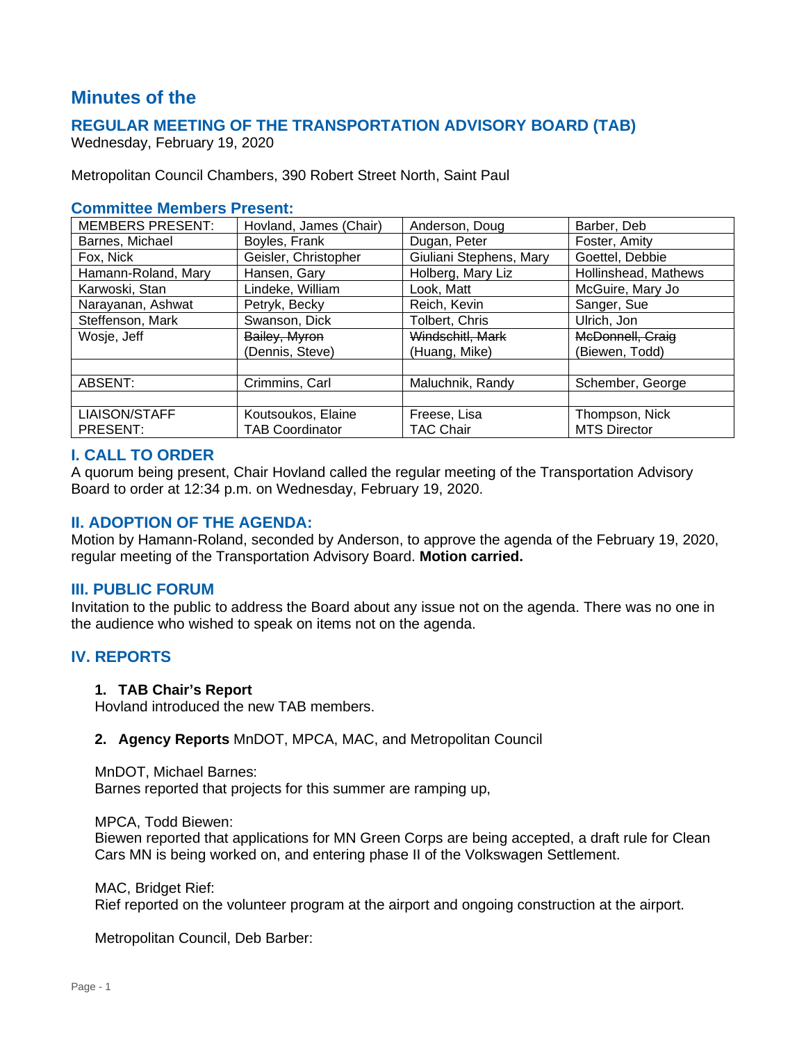# Minutes of the

## REGULAR MEETING OF THE TRANSPORTATION ADVISORY BOARD (TAB)

Wednesday, February 19, 2020

Metropolitan Council Chambers, 390 Robert Street North, Saint Paul

### Committee Members Present:

| MEMBERS PRESENT: | Hovland, James (Chair) | Anderson, Doug | Barber, Deb |
|---|---|---|---|
| Barnes, Michael | Boyles, Frank | Dugan, Peter | Foster, Amity |
| Fox, Nick | Geisler, Christopher | Giuliani Stephens, Mary | Goettel, Debbie |
| Hamann-Roland, Mary | Hansen, Gary | Holberg, Mary Liz | Hollinshead, Mathews |
| Karwoski, Stan | Lindeke, William | Look, Matt | McGuire, Mary Jo |
| Narayanan, Ashwat | Petryk, Becky | Reich, Kevin | Sanger, Sue |
| Steffenson, Mark | Swanson, Dick | Tolbert, Chris | Ulrich, Jon |
| Wosje, Jeff | ~~Bailey, Myron~~ (Dennis, Steve) | ~~Windschitl, Mark~~ (Huang, Mike) | ~~McDonnell, Craig~~ (Biewen, Todd) |
| | | | |
| ABSENT: | Crimmins, Carl | Maluchnik, Randy | Schember, George |
| | | | |
| LIAISON/STAFF PRESENT: | Koutsoukos, Elaine TAB Coordinator | Freese, Lisa TAC Chair | Thompson, Nick MTS Director |

## I. CALL TO ORDER

A quorum being present, Chair Hovland called the regular meeting of the Transportation Advisory Board to order at 12:34 p.m. on Wednesday, February 19, 2020.

## II. ADOPTION OF THE AGENDA:

Motion by Hamann-Roland, seconded by Anderson, to approve the agenda of the February 19, 2020, regular meeting of the Transportation Advisory Board. **Motion carried.**

## III. PUBLIC FORUM

Invitation to the public to address the Board about any issue not on the agenda. There was no one in the audience who wished to speak on items not on the agenda.

## IV. REPORTS

**1. TAB Chair's Report**

Hovland introduced the new TAB members.

**2. Agency Reports** MnDOT, MPCA, MAC, and Metropolitan Council

MnDOT, Michael Barnes:
Barnes reported that projects for this summer are ramping up,

MPCA, Todd Biewen:
Biewen reported that applications for MN Green Corps are being accepted, a draft rule for Clean Cars MN is being worked on, and entering phase II of the Volkswagen Settlement.

MAC, Bridget Rief:
Rief reported on the volunteer program at the airport and ongoing construction at the airport.

Metropolitan Council, Deb Barber: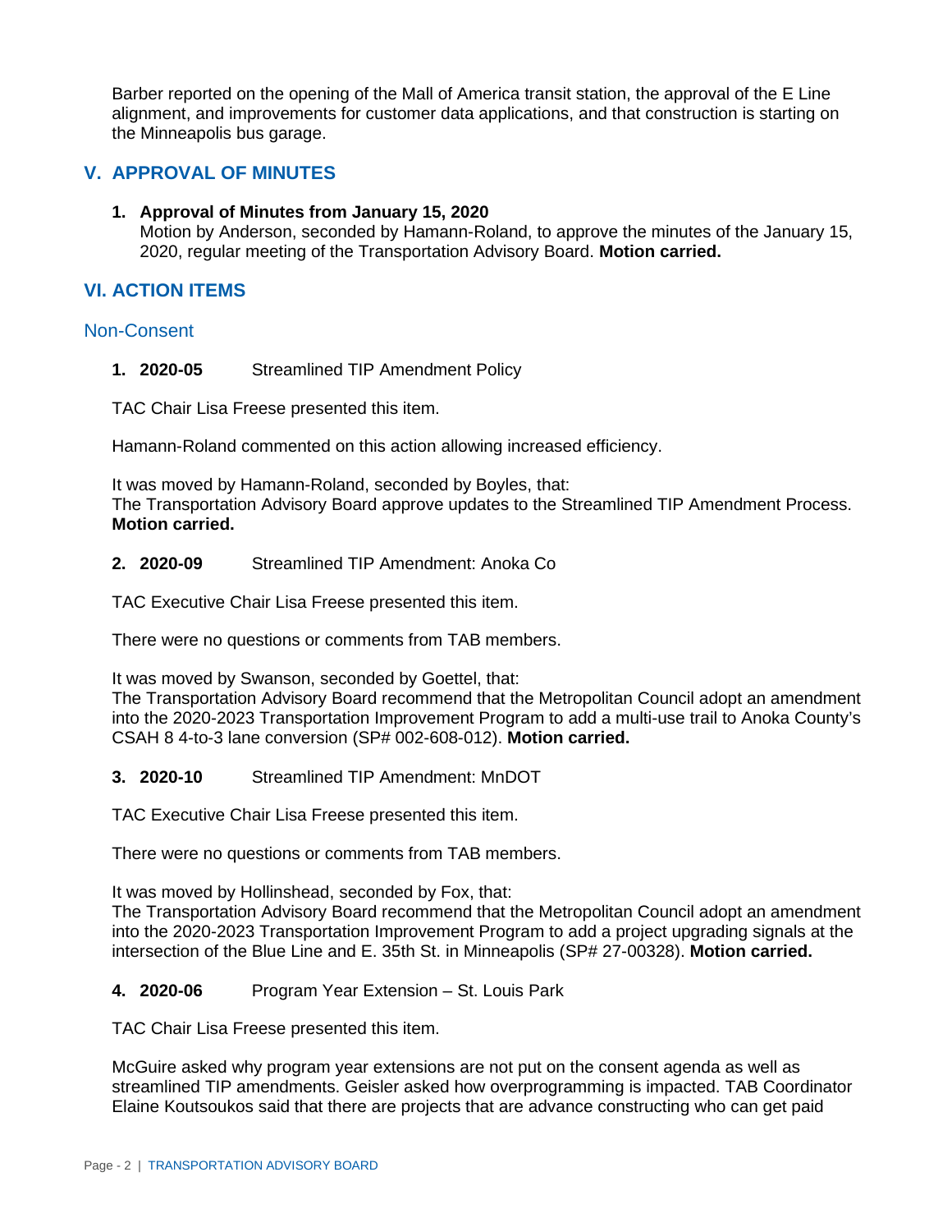Barber reported on the opening of the Mall of America transit station, the approval of the E Line alignment, and improvements for customer data applications, and that construction is starting on the Minneapolis bus garage.

## V. APPROVAL OF MINUTES

1. **Approval of Minutes from January 15, 2020**
   Motion by Anderson, seconded by Hamann-Roland, to approve the minutes of the January 15, 2020, regular meeting of the Transportation Advisory Board. **Motion carried.**

## VI. ACTION ITEMS

### Non-Consent

1. **2020-05** Streamlined TIP Amendment Policy

TAC Chair Lisa Freese presented this item.

Hamann-Roland commented on this action allowing increased efficiency.

It was moved by Hamann-Roland, seconded by Boyles, that:
The Transportation Advisory Board approve updates to the Streamlined TIP Amendment Process. **Motion carried.**

2. **2020-09** Streamlined TIP Amendment: Anoka Co

TAC Executive Chair Lisa Freese presented this item.

There were no questions or comments from TAB members.

It was moved by Swanson, seconded by Goettel, that:
The Transportation Advisory Board recommend that the Metropolitan Council adopt an amendment into the 2020-2023 Transportation Improvement Program to add a multi-use trail to Anoka County's CSAH 8 4-to-3 lane conversion (SP# 002-608-012). **Motion carried.**

3. **2020-10** Streamlined TIP Amendment: MnDOT

TAC Executive Chair Lisa Freese presented this item.

There were no questions or comments from TAB members.

It was moved by Hollinshead, seconded by Fox, that:
The Transportation Advisory Board recommend that the Metropolitan Council adopt an amendment into the 2020-2023 Transportation Improvement Program to add a project upgrading signals at the intersection of the Blue Line and E. 35th St. in Minneapolis (SP# 27-00328). **Motion carried.**

4. **2020-06** Program Year Extension – St. Louis Park

TAC Chair Lisa Freese presented this item.

McGuire asked why program year extensions are not put on the consent agenda as well as streamlined TIP amendments. Geisler asked how overprogramming is impacted. TAB Coordinator Elaine Koutsoukos said that there are projects that are advance constructing who can get paid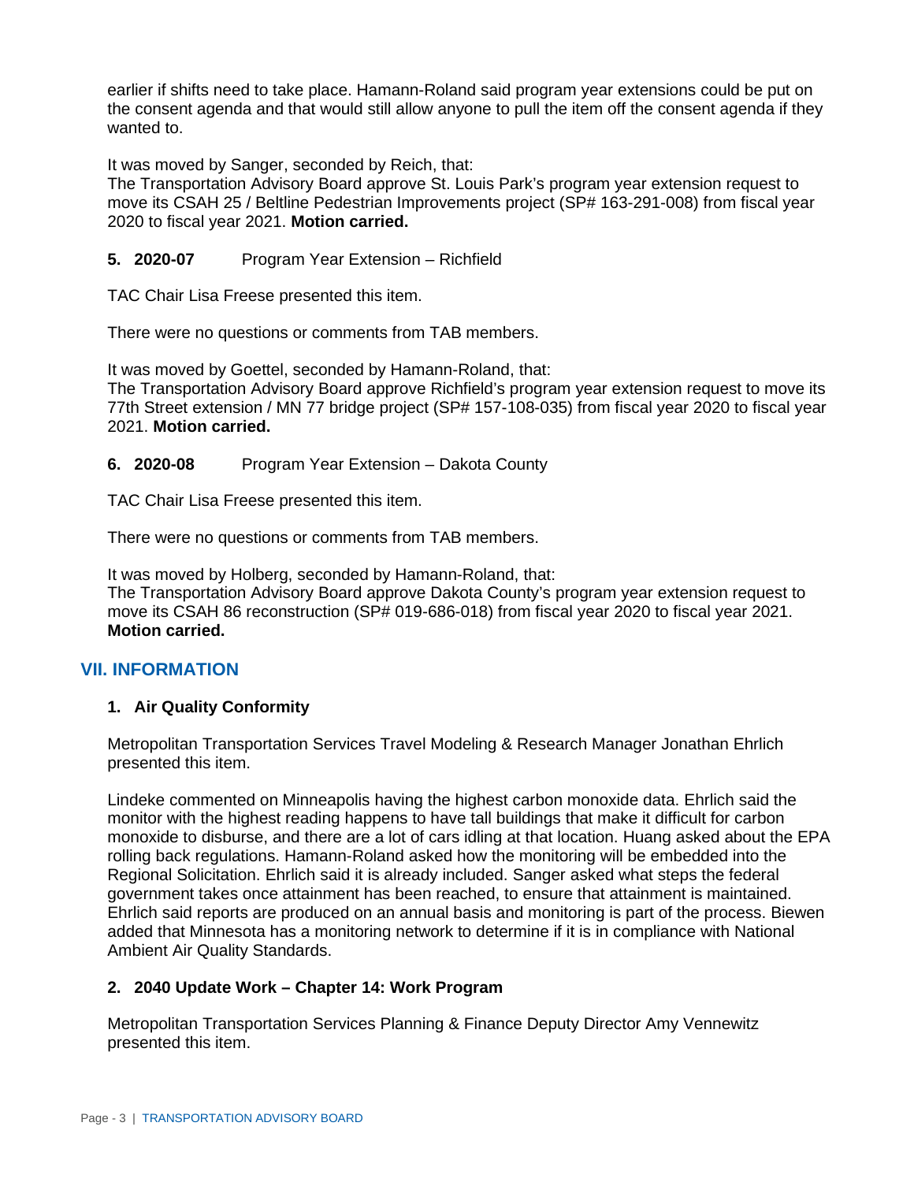earlier if shifts need to take place. Hamann-Roland said program year extensions could be put on the consent agenda and that would still allow anyone to pull the item off the consent agenda if they wanted to.

It was moved by Sanger, seconded by Reich, that:
The Transportation Advisory Board approve St. Louis Park's program year extension request to move its CSAH 25 / Beltline Pedestrian Improvements project (SP# 163-291-008) from fiscal year 2020 to fiscal year 2021. **Motion carried.**

**5. 2020-07** Program Year Extension – Richfield

TAC Chair Lisa Freese presented this item.

There were no questions or comments from TAB members.

It was moved by Goettel, seconded by Hamann-Roland, that:
The Transportation Advisory Board approve Richfield's program year extension request to move its 77th Street extension / MN 77 bridge project (SP# 157-108-035) from fiscal year 2020 to fiscal year 2021. **Motion carried.**

**6. 2020-08** Program Year Extension – Dakota County

TAC Chair Lisa Freese presented this item.

There were no questions or comments from TAB members.

It was moved by Holberg, seconded by Hamann-Roland, that:
The Transportation Advisory Board approve Dakota County's program year extension request to move its CSAH 86 reconstruction (SP# 019-686-018) from fiscal year 2020 to fiscal year 2021. **Motion carried.**

## VII. INFORMATION

### 1. Air Quality Conformity

Metropolitan Transportation Services Travel Modeling & Research Manager Jonathan Ehrlich presented this item.

Lindeke commented on Minneapolis having the highest carbon monoxide data. Ehrlich said the monitor with the highest reading happens to have tall buildings that make it difficult for carbon monoxide to disburse, and there are a lot of cars idling at that location. Huang asked about the EPA rolling back regulations. Hamann-Roland asked how the monitoring will be embedded into the Regional Solicitation. Ehrlich said it is already included. Sanger asked what steps the federal government takes once attainment has been reached, to ensure that attainment is maintained. Ehrlich said reports are produced on an annual basis and monitoring is part of the process. Biewen added that Minnesota has a monitoring network to determine if it is in compliance with National Ambient Air Quality Standards.

### 2. 2040 Update Work – Chapter 14: Work Program

Metropolitan Transportation Services Planning & Finance Deputy Director Amy Vennewitz presented this item.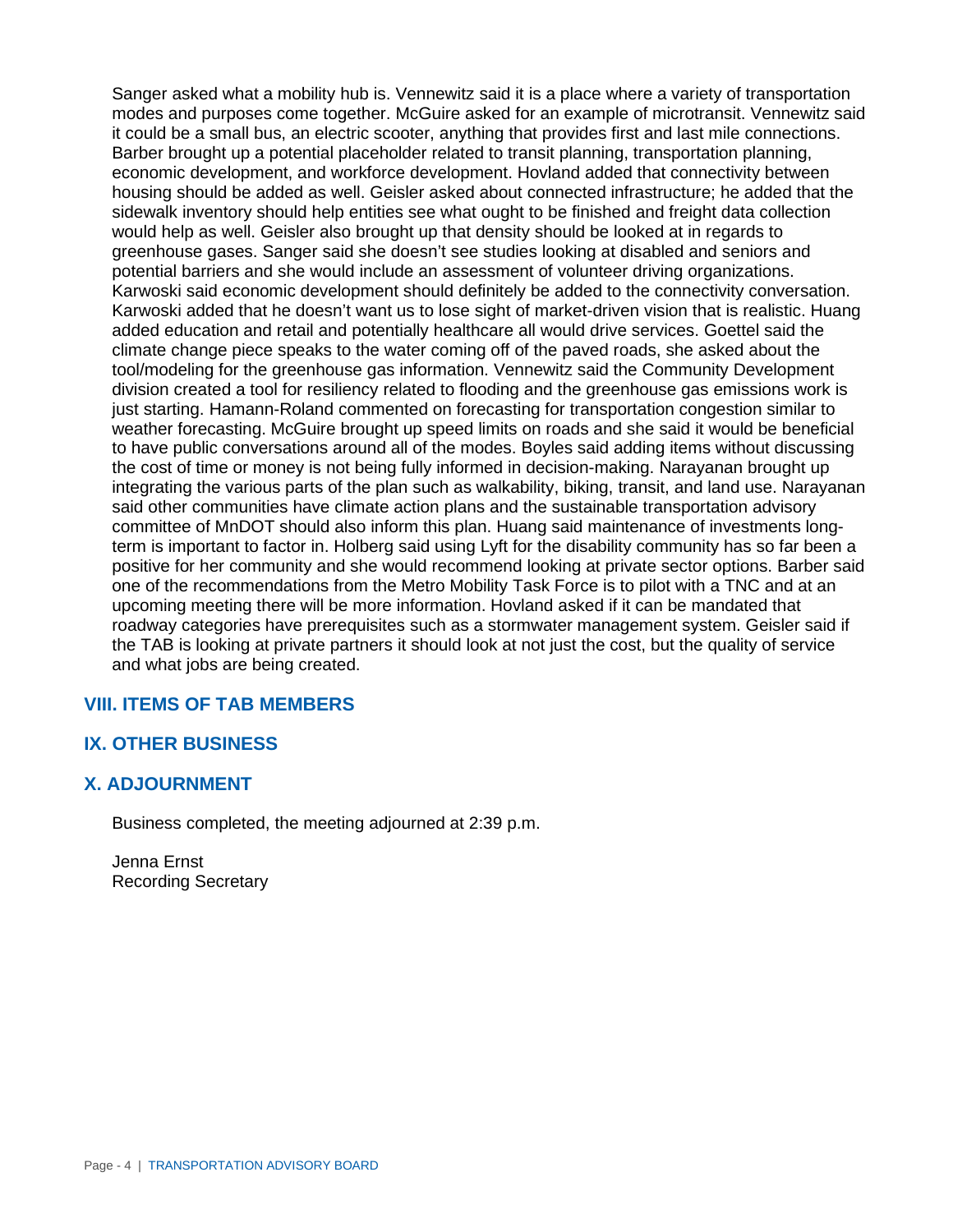Sanger asked what a mobility hub is. Vennewitz said it is a place where a variety of transportation modes and purposes come together. McGuire asked for an example of microtransit. Vennewitz said it could be a small bus, an electric scooter, anything that provides first and last mile connections. Barber brought up a potential placeholder related to transit planning, transportation planning, economic development, and workforce development. Hovland added that connectivity between housing should be added as well. Geisler asked about connected infrastructure; he added that the sidewalk inventory should help entities see what ought to be finished and freight data collection would help as well. Geisler also brought up that density should be looked at in regards to greenhouse gases. Sanger said she doesn't see studies looking at disabled and seniors and potential barriers and she would include an assessment of volunteer driving organizations. Karwoski said economic development should definitely be added to the connectivity conversation. Karwoski added that he doesn't want us to lose sight of market-driven vision that is realistic. Huang added education and retail and potentially healthcare all would drive services. Goettel said the climate change piece speaks to the water coming off of the paved roads, she asked about the tool/modeling for the greenhouse gas information. Vennewitz said the Community Development division created a tool for resiliency related to flooding and the greenhouse gas emissions work is just starting. Hamann-Roland commented on forecasting for transportation congestion similar to weather forecasting. McGuire brought up speed limits on roads and she said it would be beneficial to have public conversations around all of the modes. Boyles said adding items without discussing the cost of time or money is not being fully informed in decision-making. Narayanan brought up integrating the various parts of the plan such as walkability, biking, transit, and land use. Narayanan said other communities have climate action plans and the sustainable transportation advisory committee of MnDOT should also inform this plan. Huang said maintenance of investments long-term is important to factor in. Holberg said using Lyft for the disability community has so far been a positive for her community and she would recommend looking at private sector options. Barber said one of the recommendations from the Metro Mobility Task Force is to pilot with a TNC and at an upcoming meeting there will be more information. Hovland asked if it can be mandated that roadway categories have prerequisites such as a stormwater management system. Geisler said if the TAB is looking at private partners it should look at not just the cost, but the quality of service and what jobs are being created.

## VIII. ITEMS OF TAB MEMBERS

## IX. OTHER BUSINESS

## X. ADJOURNMENT

Business completed, the meeting adjourned at 2:39 p.m.

Jenna Ernst
Recording Secretary